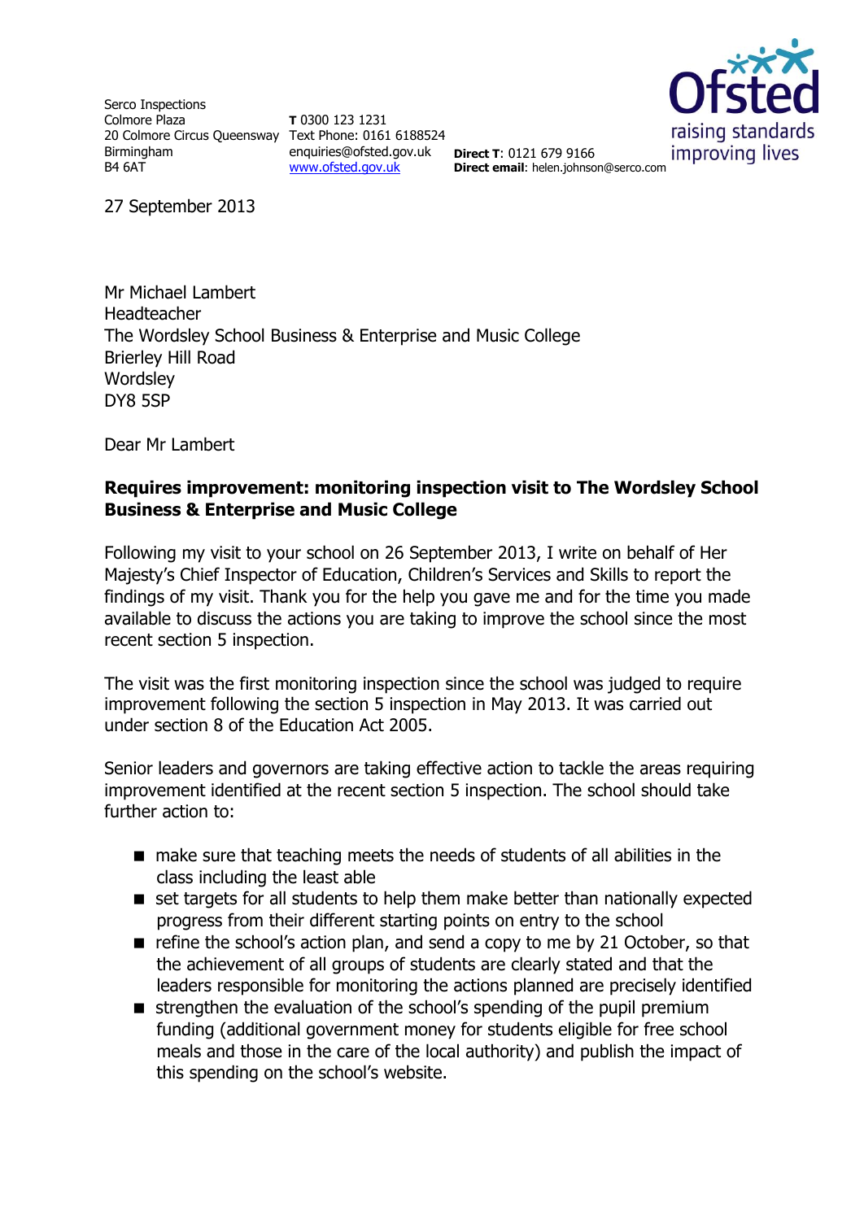Serco Inspections
Colmore Plaza
20 Colmore Circus Queensway
Birmingham
B4 6AT

**T** 0300 123 1231
Text Phone: 0161 6188524
enquiries@ofsted.gov.uk
www.ofsted.gov.uk

**Direct T**: 0121 679 9166
**Direct email**: helen.johnson@serco.com

27 September 2013

Mr Michael Lambert
Headteacher
The Wordsley School Business & Enterprise and Music College
Brierley Hill Road
Wordsley
DY8 5SP

Dear Mr Lambert

**Requires improvement: monitoring inspection visit to The Wordsley School Business & Enterprise and Music College**

Following my visit to your school on 26 September 2013, I write on behalf of Her Majesty's Chief Inspector of Education, Children's Services and Skills to report the findings of my visit. Thank you for the help you gave me and for the time you made available to discuss the actions you are taking to improve the school since the most recent section 5 inspection.

The visit was the first monitoring inspection since the school was judged to require improvement following the section 5 inspection in May 2013. It was carried out under section 8 of the Education Act 2005.

Senior leaders and governors are taking effective action to tackle the areas requiring improvement identified at the recent section 5 inspection. The school should take further action to:

- make sure that teaching meets the needs of students of all abilities in the class including the least able
- set targets for all students to help them make better than nationally expected progress from their different starting points on entry to the school
- refine the school's action plan, and send a copy to me by 21 October, so that the achievement of all groups of students are clearly stated and that the leaders responsible for monitoring the actions planned are precisely identified
- strengthen the evaluation of the school's spending of the pupil premium funding (additional government money for students eligible for free school meals and those in the care of the local authority) and publish the impact of this spending on the school's website.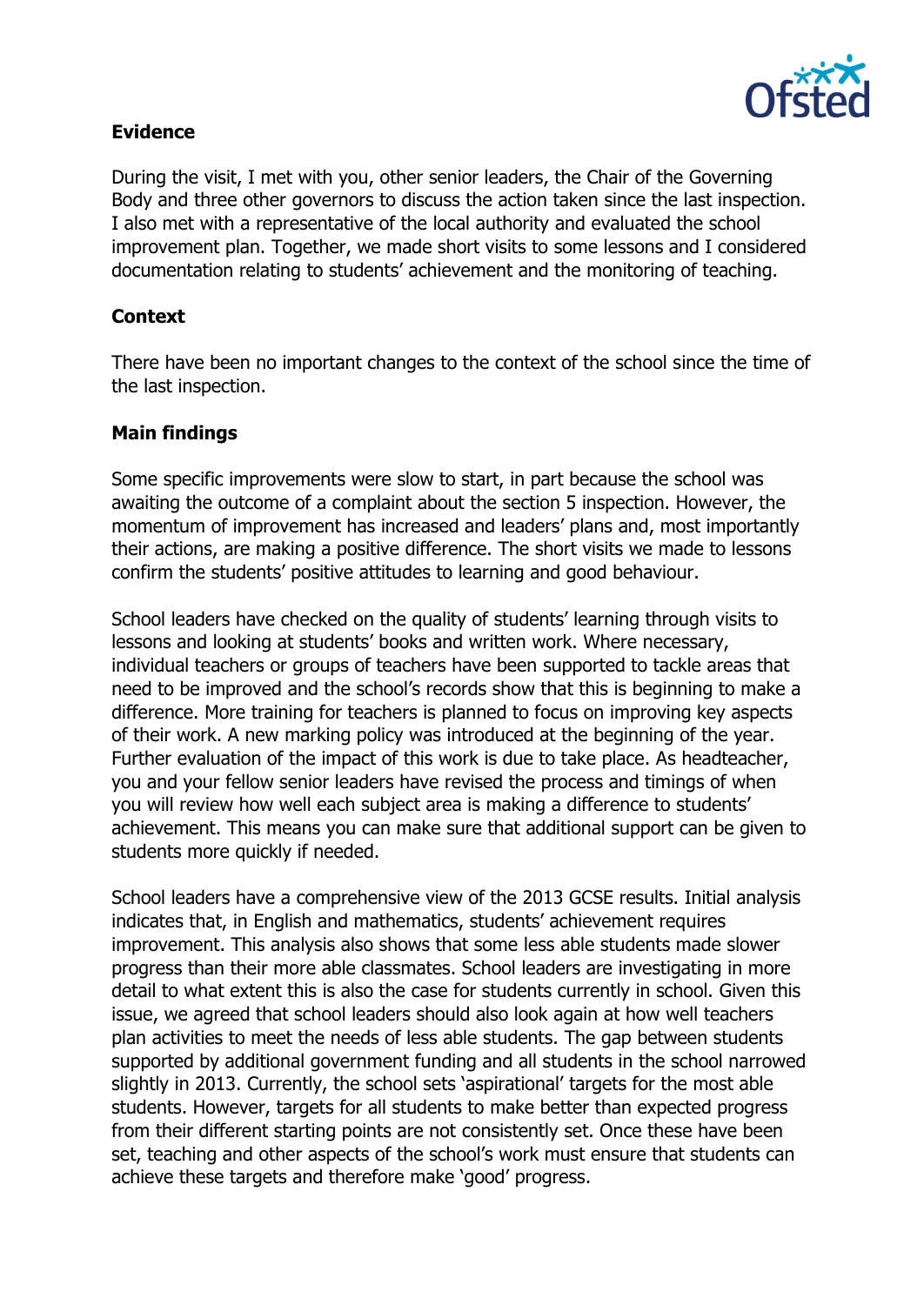## Evidence

During the visit, I met with you, other senior leaders, the Chair of the Governing Body and three other governors to discuss the action taken since the last inspection. I also met with a representative of the local authority and evaluated the school improvement plan. Together, we made short visits to some lessons and I considered documentation relating to students' achievement and the monitoring of teaching.

## Context

There have been no important changes to the context of the school since the time of the last inspection.

## Main findings

Some specific improvements were slow to start, in part because the school was awaiting the outcome of a complaint about the section 5 inspection. However, the momentum of improvement has increased and leaders' plans and, most importantly their actions, are making a positive difference. The short visits we made to lessons confirm the students' positive attitudes to learning and good behaviour.

School leaders have checked on the quality of students' learning through visits to lessons and looking at students' books and written work. Where necessary, individual teachers or groups of teachers have been supported to tackle areas that need to be improved and the school's records show that this is beginning to make a difference. More training for teachers is planned to focus on improving key aspects of their work. A new marking policy was introduced at the beginning of the year. Further evaluation of the impact of this work is due to take place. As headteacher, you and your fellow senior leaders have revised the process and timings of when you will review how well each subject area is making a difference to students' achievement. This means you can make sure that additional support can be given to students more quickly if needed.

School leaders have a comprehensive view of the 2013 GCSE results. Initial analysis indicates that, in English and mathematics, students' achievement requires improvement. This analysis also shows that some less able students made slower progress than their more able classmates. School leaders are investigating in more detail to what extent this is also the case for students currently in school. Given this issue, we agreed that school leaders should also look again at how well teachers plan activities to meet the needs of less able students. The gap between students supported by additional government funding and all students in the school narrowed slightly in 2013. Currently, the school sets 'aspirational' targets for the most able students. However, targets for all students to make better than expected progress from their different starting points are not consistently set. Once these have been set, teaching and other aspects of the school's work must ensure that students can achieve these targets and therefore make 'good' progress.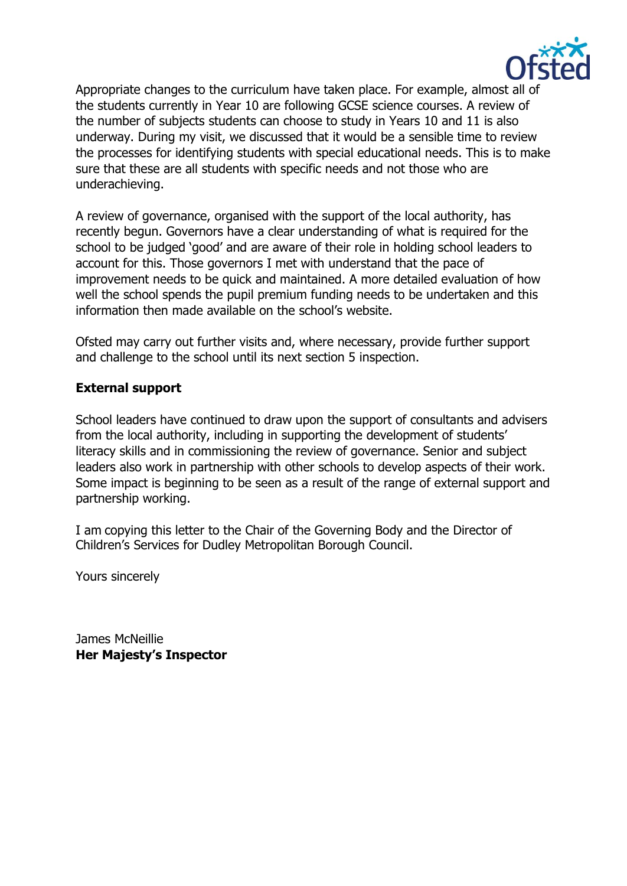Appropriate changes to the curriculum have taken place. For example, almost all of the students currently in Year 10 are following GCSE science courses. A review of the number of subjects students can choose to study in Years 10 and 11 is also underway. During my visit, we discussed that it would be a sensible time to review the processes for identifying students with special educational needs. This is to make sure that these are all students with specific needs and not those who are underachieving.

A review of governance, organised with the support of the local authority, has recently begun. Governors have a clear understanding of what is required for the school to be judged 'good' and are aware of their role in holding school leaders to account for this. Those governors I met with understand that the pace of improvement needs to be quick and maintained. A more detailed evaluation of how well the school spends the pupil premium funding needs to be undertaken and this information then made available on the school's website.

Ofsted may carry out further visits and, where necessary, provide further support and challenge to the school until its next section 5 inspection.

## External support

School leaders have continued to draw upon the support of consultants and advisers from the local authority, including in supporting the development of students' literacy skills and in commissioning the review of governance. Senior and subject leaders also work in partnership with other schools to develop aspects of their work. Some impact is beginning to be seen as a result of the range of external support and partnership working.

I am copying this letter to the Chair of the Governing Body and the Director of Children's Services for Dudley Metropolitan Borough Council.

Yours sincerely

James McNeillie
**Her Majesty's Inspector**